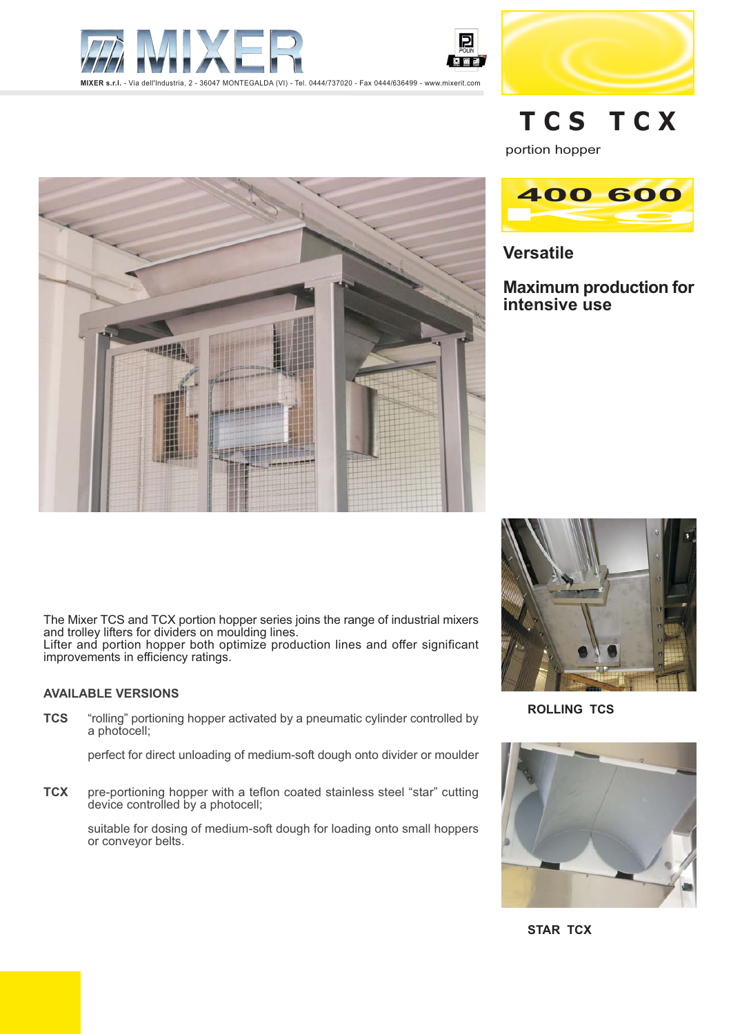MIXER s.r.l. - Via dell'Industria, 2 - 36047 MONTEGALDA (VI) - Tel. 0444/737020 - Fax 0444/636499 - www.mixerit.com

# TCS TCX

portion hopper

400 600

**Versatile**

**Maximum production for intensive use**

The Mixer TCS and TCX portion hopper series joins the range of industrial mixers and trolley lifters for dividers on moulding lines.
Lifter and portion hopper both optimize production lines and offer significant improvements in efficiency ratings.

### AVAILABLE VERSIONS

**TCS** "rolling" portioning hopper activated by a pneumatic cylinder controlled by a photocell;

perfect for direct unloading of medium-soft dough onto divider or moulder

**TCX** pre-portioning hopper with a teflon coated stainless steel "star" cutting device controlled by a photocell;

suitable for dosing of medium-soft dough for loading onto small hoppers or conveyor belts.

ROLLING TCS

STAR TCX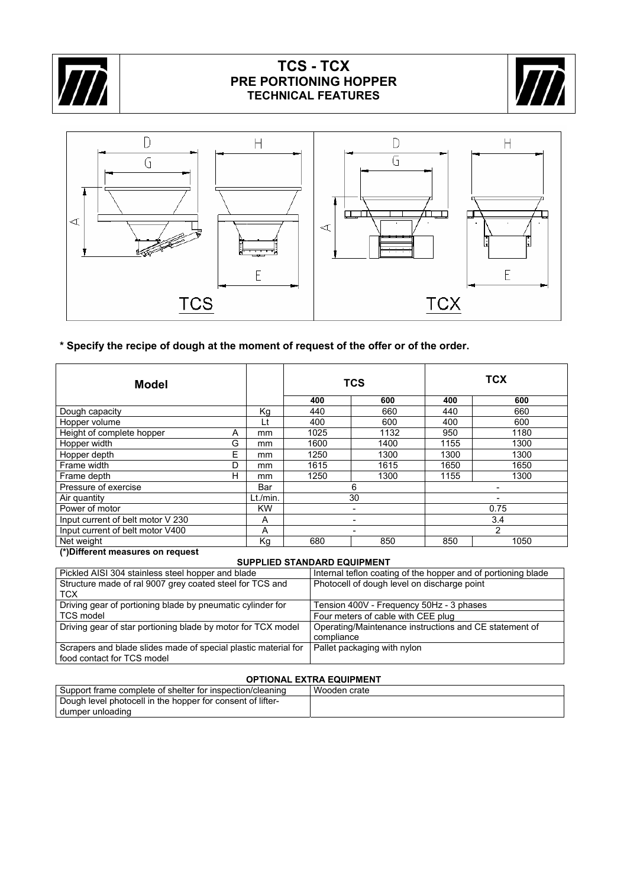# TCS - TCX
## PRE PORTIONING HOPPER
### TECHNICAL FEATURES

D
G
A
H
E
TCS

D
G
A
H
E
TCX

**\* Specify the recipe of dough at the moment of request of the offer or of the order.**

| Model | | | TCS | | TCX | |
|---|---|---|---|---|---|---|
| | | | **400** | **600** | **400** | **600** |
| Dough capacity | | Kg | 440 | 660 | 440 | 660 |
| Hopper volume | | Lt | 400 | 600 | 400 | 600 |
| Height of complete hopper | A | mm | 1025 | 1132 | 950 | 1180 |
| Hopper width | G | mm | 1600 | 1400 | 1155 | 1300 |
| Hopper depth | E | mm | 1250 | 1300 | 1300 | 1300 |
| Frame width | D | mm | 1615 | 1615 | 1650 | 1650 |
| Frame depth | H | mm | 1250 | 1300 | 1155 | 1300 |
| Pressure of exercise | | Bar | 6 | | - | |
| Air quantity | | Lt./min. | 30 | | - | |
| Power of motor | | KW | - | | 0.75 | |
| Input current of belt motor V 230 | | A | - | | 3.4 | |
| Input current of belt motor V400 | | A | - | | 2 | |
| Net weight | | Kg | 680 | 850 | 850 | 1050 |

**(\*)Different measures on request**

**SUPPLIED STANDARD EQUIPMENT**

| | |
|---|---|
| Pickled AISI 304 stainless steel hopper and blade | Internal teflon coating of the hopper and of portioning blade |
| Structure made of ral 9007 grey coated steel for TCS and TCX | Photocell of dough level on discharge point |
| Driving gear of portioning blade by pneumatic cylinder for TCS model | Tension 400V - Frequency 50Hz - 3 phases |
| | Four meters of cable with CEE plug |
| Driving gear of star portioning blade by motor for TCX model | Operating/Maintenance instructions and CE statement of compliance |
| Scrapers and blade slides made of special plastic material for food contact for TCS model | Pallet packaging with nylon |

**OPTIONAL EXTRA EQUIPMENT**

| | |
|---|---|
| Support frame complete of shelter for inspection/cleaning | Wooden crate |
| Dough level photocell in the hopper for consent of lifter-dumper unloading | |